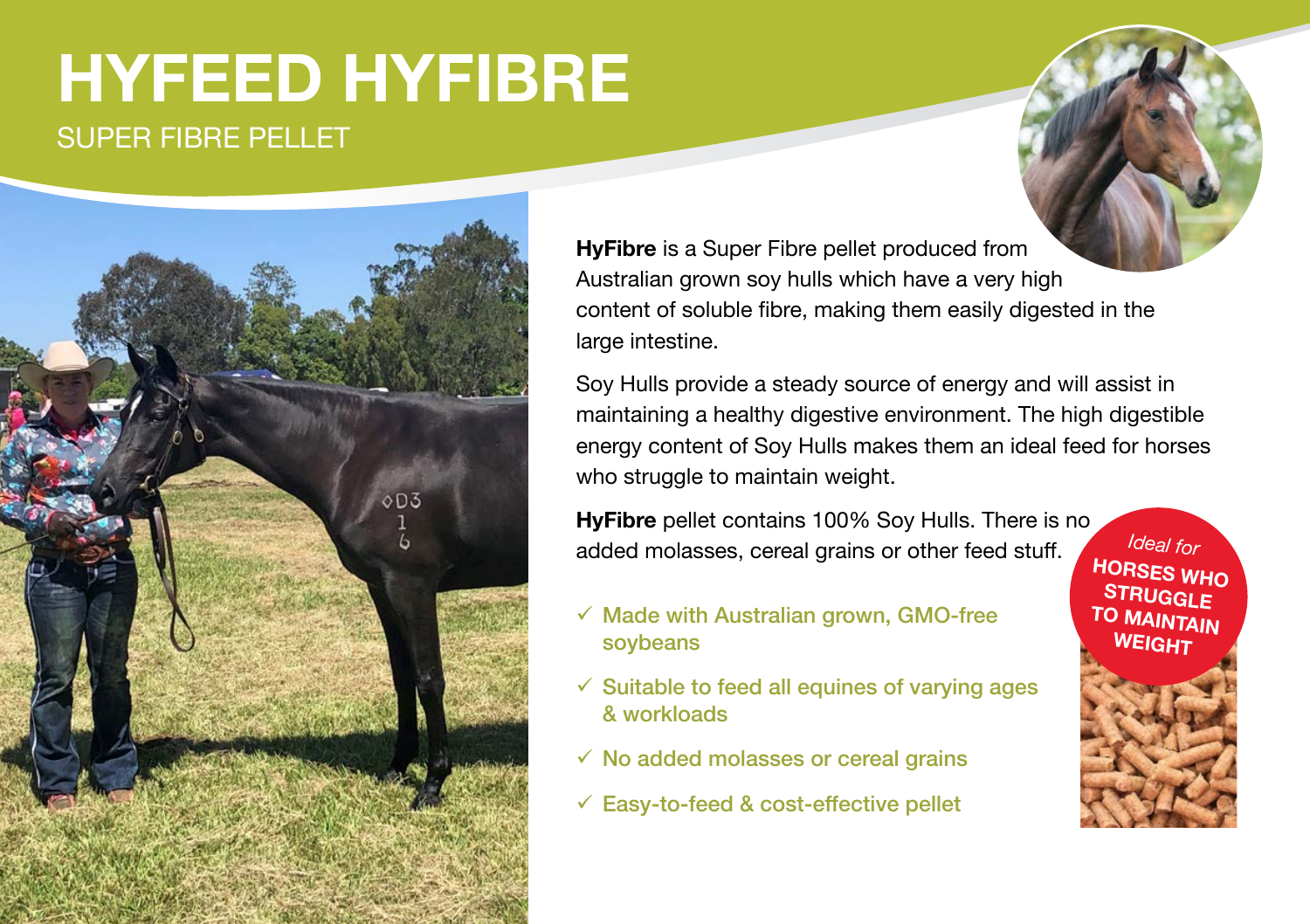# HYFEED HYFIBRE

## SUPER FIBRE PELLET

**HyFibre** is a Super Fibre pellet produced from Australian grown soy hulls which have a very high content of soluble fibre, making them easily digested in the large intestine.

Soy Hulls provide a steady source of energy and will assist in maintaining a healthy digestive environment. The high digestible energy content of Soy Hulls makes them an ideal feed for horses who struggle to maintain weight.

**HyFibre** pellet contains 100% Soy Hulls. There is no added molasses, cereal grains or other feed stuff.

- ✓ Made with Australian grown, GMO-free soybeans
- ✓ Suitable to feed all equines of varying ages & workloads
- ✓ No added molasses or cereal grains
- ✓ Easy-to-feed & cost-effective pellet

*Ideal for* **HORSES WHO STRUGGLE TO MAINTAIN WEIGHT**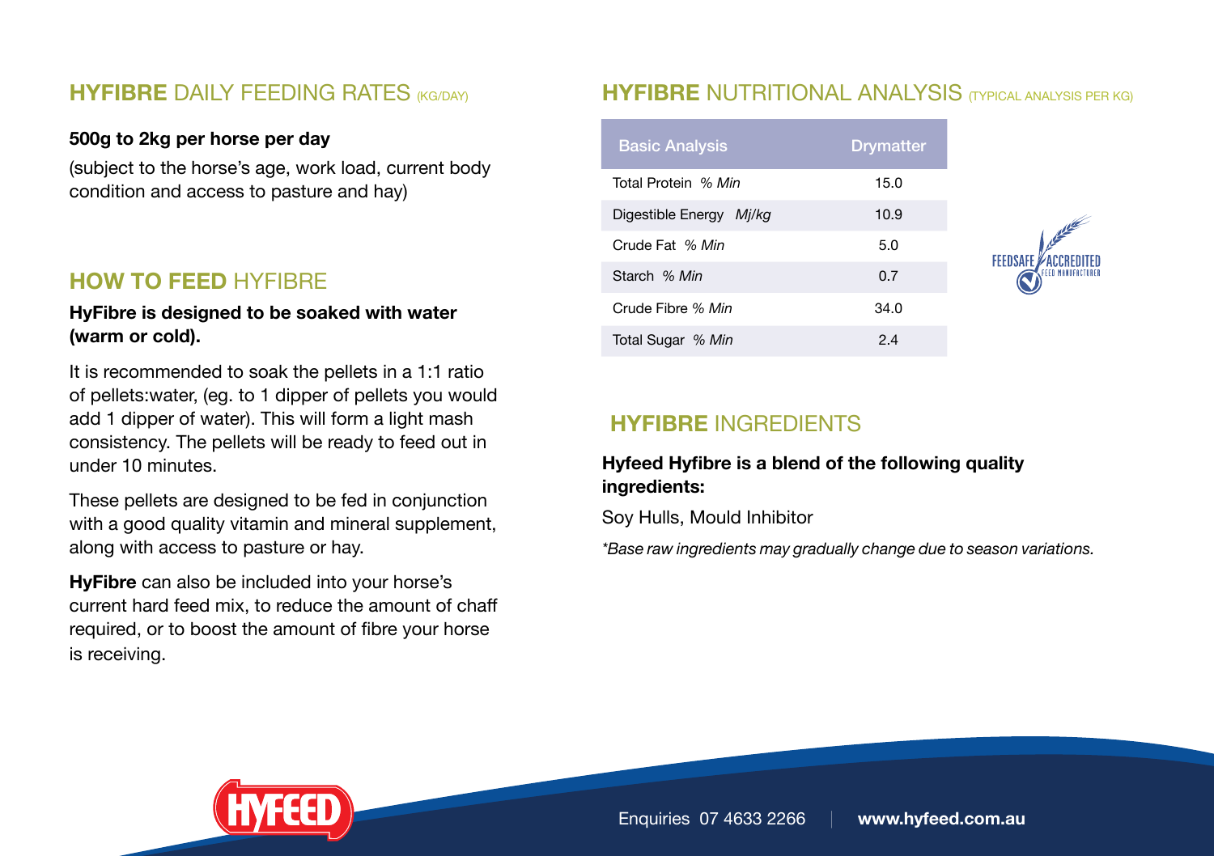## **HYFIBRE** DAILY FEEDING RATES (KG/DAY)

**500g to 2kg per horse per day**

(subject to the horse's age, work load, current body condition and access to pasture and hay)

## **HOW TO FEED** HYFIBRE

**HyFibre is designed to be soaked with water (warm or cold).**

It is recommended to soak the pellets in a 1:1 ratio of pellets:water, (eg. to 1 dipper of pellets you would add 1 dipper of water). This will form a light mash consistency. The pellets will be ready to feed out in under 10 minutes.

These pellets are designed to be fed in conjunction with a good quality vitamin and mineral supplement, along with access to pasture or hay.

**HyFibre** can also be included into your horse's current hard feed mix, to reduce the amount of chaff required, or to boost the amount of fibre your horse is receiving.

## **HYFIBRE** NUTRITIONAL ANALYSIS (TYPICAL ANALYSIS PER KG)

| Basic Analysis | Drymatter |
|---|---|
| Total Protein *% Min* | 15.0 |
| Digestible Energy *Mj/kg* | 10.9 |
| Crude Fat *% Min* | 5.0 |
| Starch *% Min* | 0.7 |
| Crude Fibre *% Min* | 34.0 |
| Total Sugar *% Min* | 2.4 |

FEEDSAFE ACCREDITED FEED MANUFACTURER

## **HYFIBRE** INGREDIENTS

**Hyfeed Hyfibre is a blend of the following quality ingredients:**

Soy Hulls, Mould Inhibitor

*\*Base raw ingredients may gradually change due to season variations.*

HYFEED

Enquiries 07 4633 2266 | **www.hyfeed.com.au**